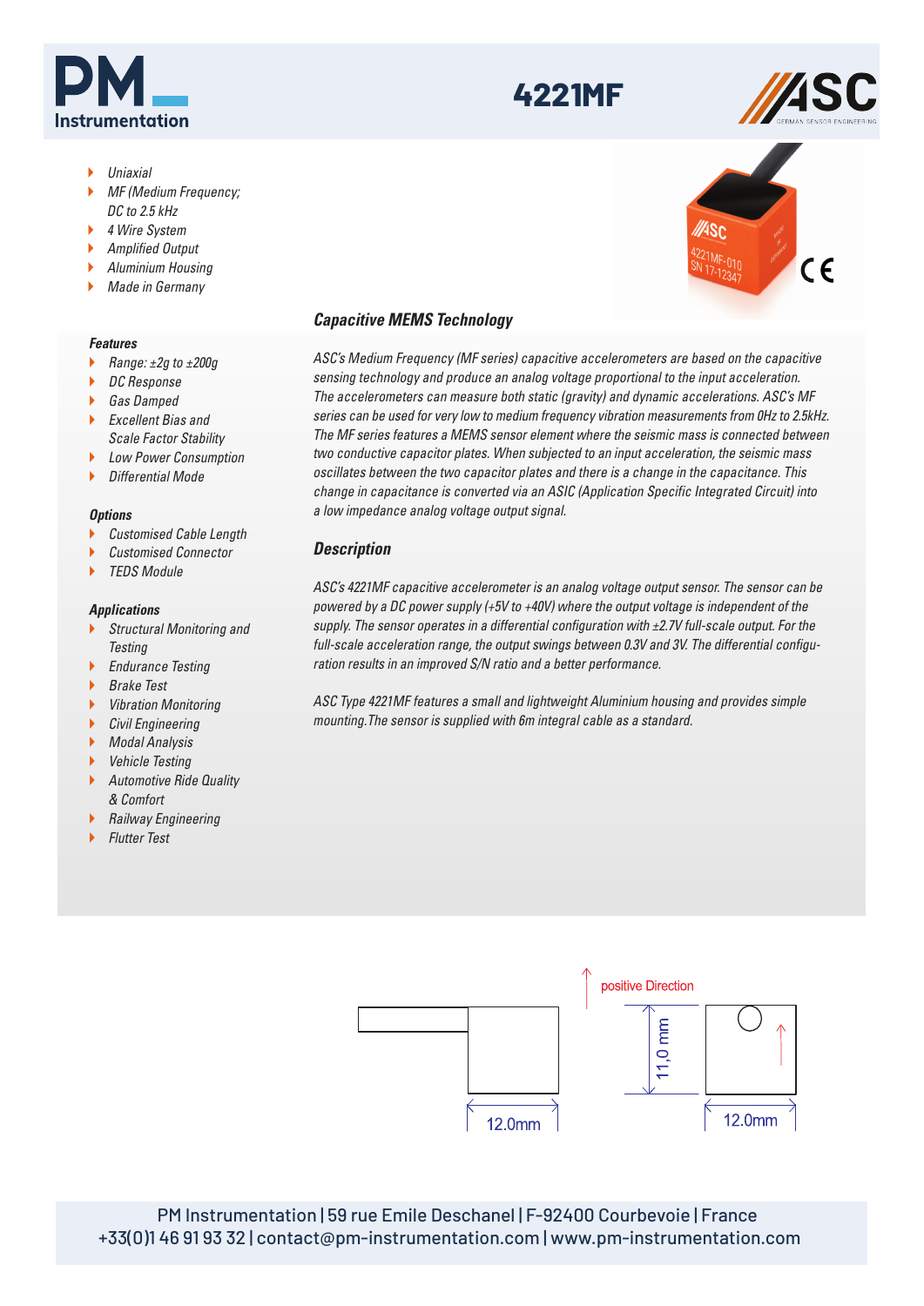# 4221MF

- *Uniaxial*
- *MF (Medium Frequency; DC to 2.5 kHz*
- *4 Wire System*
- *Amplified Output*
- *Aluminium Housing*
- *Made in Germany*

### *Features*

- *Range: ±2g to ±200g*
- *DC Response*
- *Gas Damped*
- *Excellent Bias and Scale Factor Stability*
- *Low Power Consumption*
- *Differential Mode*

### *Options*

- *Customised Cable Length*
- *Customised Connector*
- *TEDS Module*

### *Applications*

- *Structural Monitoring and Testing*
- *Endurance Testing*
- *Brake Test*
- *Vibration Monitoring*
- *Civil Engineering*
- *Modal Analysis*
- *Vehicle Testing*
- *Automotive Ride Quality & Comfort*
- *Railway Engineering*
- *Flutter Test*

## *Capacitive MEMS Technology*

*ASC's Medium Frequency (MF series) capacitive accelerometers are based on the capacitive sensing technology and produce an analog voltage proportional to the input acceleration. The accelerometers can measure both static (gravity) and dynamic accelerations. ASC's MF series can be used for very low to medium frequency vibration measurements from 0Hz to 2.5kHz. The MF series features a MEMS sensor element where the seismic mass is connected between two conductive capacitor plates. When subjected to an input acceleration, the seismic mass oscillates between the two capacitor plates and there is a change in the capacitance. This change in capacitance is converted via an ASIC (Application Specific Integrated Circuit) into a low impedance analog voltage output signal.*

## *Description*

*ASC's 4221MF capacitive accelerometer is an analog voltage output sensor. The sensor can be powered by a DC power supply (+5V to +40V) where the output voltage is independent of the supply. The sensor operates in a differential configuration with ±2.7V full-scale output. For the full-scale acceleration range, the output swings between 0.3V and 3V. The differential configuration results in an improved S/N ratio and a better performance.*

*ASC Type 4221MF features a small and lightweight Aluminium housing and provides simple mounting. The sensor is supplied with 6m integral cable as a standard.*

positive Direction

11,0 mm

12.0mm

12.0mm

PM Instrumentation | 59 rue Emile Deschanel | F-92400 Courbevoie | France
+33(0)1 46 91 93 32 | contact@pm-instrumentation.com | www.pm-instrumentation.com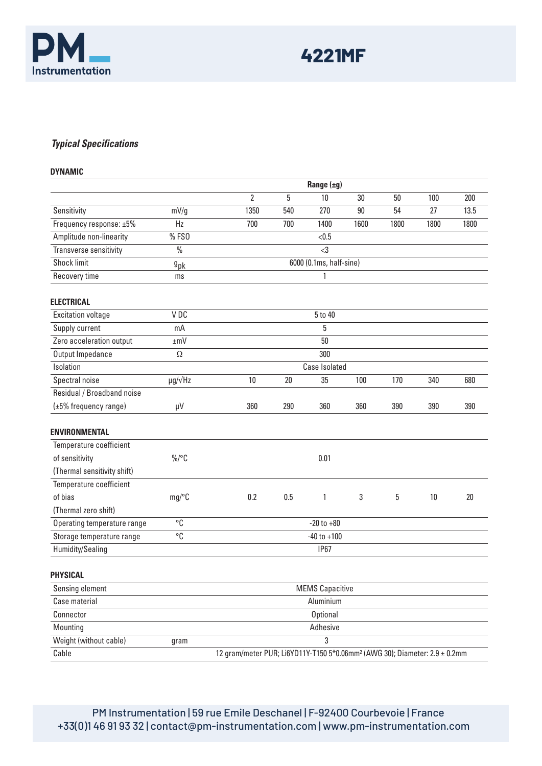# 4221MF

***Typical Specifications***

**DYNAMIC**

| | | Range (±g) | | | | | | |
|---|---|---|---|---|---|---|---|---|
| | | 2 | 5 | 10 | 30 | 50 | 100 | 200 |
| Sensitivity | mV/g | 1350 | 540 | 270 | 90 | 54 | 27 | 13.5 |
| Frequency response: ±5% | Hz | 700 | 700 | 1400 | 1600 | 1800 | 1800 | 1800 |
| Amplitude non-linearity | % FSO | <0.5 | | | | | | |
| Transverse sensitivity | % | <3 | | | | | | |
| Shock limit | $g_{pk}$ | 6000 (0.1ms, half-sine) | | | | | | |
| Recovery time | ms | 1 | | | | | | |

**ELECTRICAL**

| | | | | | | | | |
|---|---|---|---|---|---|---|---|---|
| Excitation voltage | V DC | 5 to 40 | | | | | | |
| Supply current | mA | 5 | | | | | | |
| Zero acceleration output | ±mV | 50 | | | | | | |
| Output Impedance | Ω | 300 | | | | | | |
| Isolation | | Case Isolated | | | | | | |
| Spectral noise | µg/√Hz | 10 | 20 | 35 | 100 | 170 | 340 | 680 |
| Residual / Broadband noise (±5% frequency range) | µV | 360 | 290 | 360 | 360 | 390 | 390 | 390 |

**ENVIRONMENTAL**

| | | | | | | | | |
|---|---|---|---|---|---|---|---|---|
| Temperature coefficient of sensitivity (Thermal sensitivity shift) | %/°C | 0.01 | | | | | | |
| Temperature coefficient of bias (Thermal zero shift) | mg/°C | 0.2 | 0.5 | 1 | 3 | 5 | 10 | 20 |
| Operating temperature range | °C | -20 to +80 | | | | | | |
| Storage temperature range | °C | -40 to +100 | | | | | | |
| Humidity/Sealing | | IP67 | | | | | | |

**PHYSICAL**

| | | |
|---|---|---|
| Sensing element | | MEMS Capacitive |
| Case material | | Aluminium |
| Connector | | Optional |
| Mounting | | Adhesive |
| Weight (without cable) | gram | 3 |
| Cable | | 12 gram/meter PUR; Li6YD11Y-T150 5*0.06mm² (AWG 30); Diameter: 2.9 ± 0.2mm |

PM Instrumentation | 59 rue Emile Deschanel | F-92400 Courbevoie | France
+33(0)1 46 91 93 32 | contact@pm-instrumentation.com | www.pm-instrumentation.com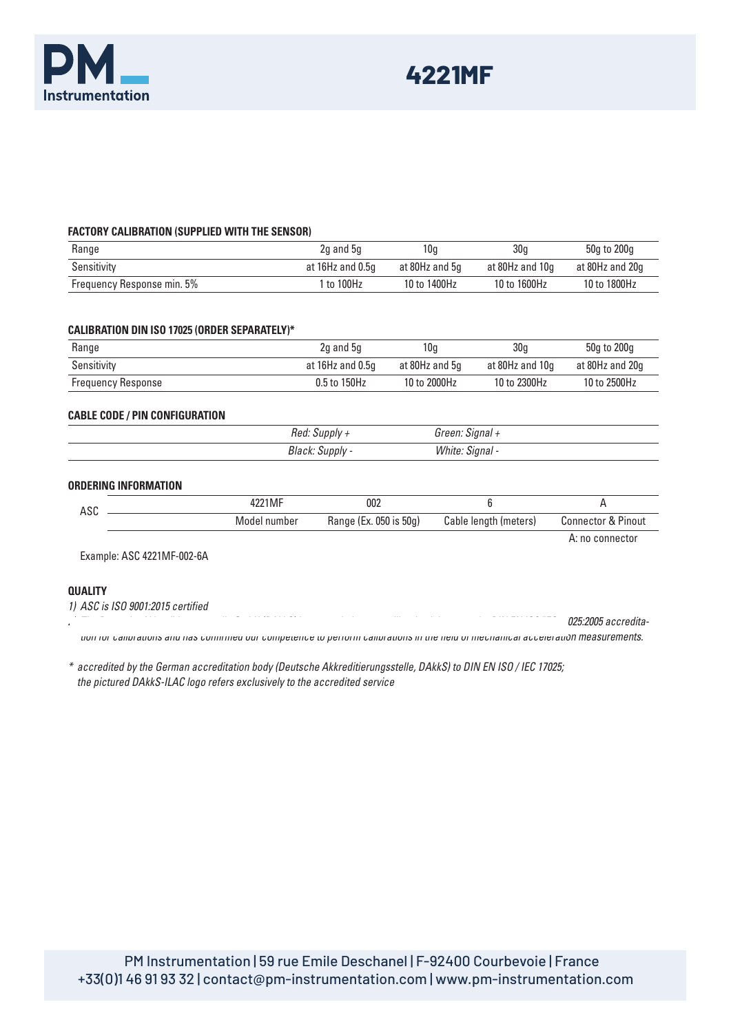# 4221MF

### FACTORY CALIBRATION (SUPPLIED WITH THE SENSOR)

| | | | | |
|---|---|---|---|---|
| Range | 2g and 5g | 10g | 30g | 50g to 200g |
| Sensitivity | at 16Hz and 0.5g | at 80Hz and 5g | at 80Hz and 10g | at 80Hz and 20g |
| Frequency Response min. 5% | 1 to 100Hz | 10 to 1400Hz | 10 to 1600Hz | 10 to 1800Hz |

### CALIBRATION DIN ISO 17025 (ORDER SEPARATELY)*

| | | | | |
|---|---|---|---|---|
| Range | 2g and 5g | 10g | 30g | 50g to 200g |
| Sensitivity | at 16Hz and 0.5g | at 80Hz and 5g | at 80Hz and 10g | at 80Hz and 20g |
| Frequency Response | 0.5 to 150Hz | 10 to 2000Hz | 10 to 2300Hz | 10 to 2500Hz |

### CABLE CODE / PIN CONFIGURATION

| | |
|---|---|
| *Red: Supply +* | *Green: Signal +* |
| *Black: Supply -* | *White: Signal -* |

### ORDERING INFORMATION

| | | | | |
|---|---|---|---|---|
| ASC | 4221MF | 002 | 6 | A |
| | Model number | Range (Ex. 050 is 50g) | Cable length (meters) | Connector & Pinout |
| | | | | A: no connector |

Example: ASC 4221MF-002-6A

### QUALITY

*1) ASC is ISO 9001:2015 certified*

*2) ... 025:2005 accreditation for calibrations and has confirmed our competence to perform calibrations in the field of mechanical acceleration measurements.*

*\* accredited by the German accreditation body (Deutsche Akkreditierungsstelle, DAkkS) to DIN EN ISO / IEC 17025; the pictured DAkkS-ILAC logo refers exclusively to the accredited service*

PM Instrumentation | 59 rue Emile Deschanel | F-92400 Courbevoie | France
+33(0)1 46 91 93 32 | contact@pm-instrumentation.com | www.pm-instrumentation.com